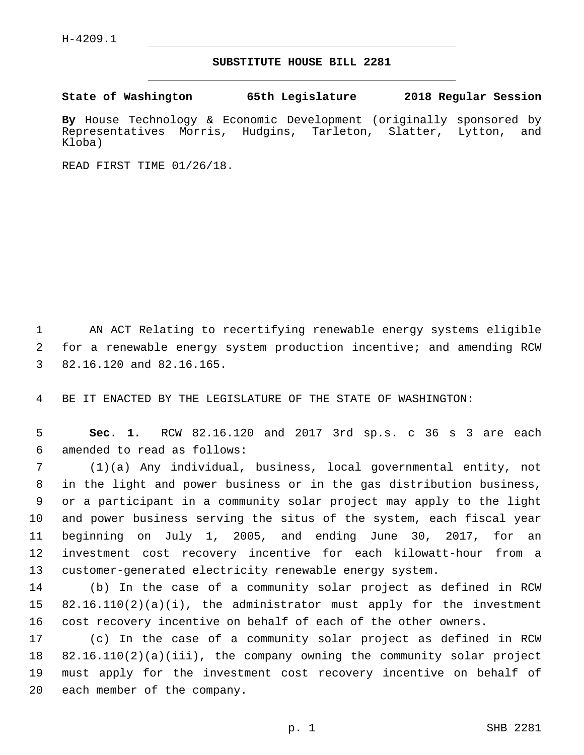H-4209.1

# SUBSTITUTE HOUSE BILL 2281

**State of Washington 65th Legislature 2018 Regular Session**

**By** House Technology & Economic Development (originally sponsored by Representatives Morris, Hudgins, Tarleton, Slatter, Lytton, and Kloba)

READ FIRST TIME 01/26/18.

AN ACT Relating to recertifying renewable energy systems eligible for a renewable energy system production incentive; and amending RCW 82.16.120 and 82.16.165.

BE IT ENACTED BY THE LEGISLATURE OF THE STATE OF WASHINGTON:

**Sec. 1.** RCW 82.16.120 and 2017 3rd sp.s. c 36 s 3 are each amended to read as follows:

(1)(a) Any individual, business, local governmental entity, not in the light and power business or in the gas distribution business, or a participant in a community solar project may apply to the light and power business serving the situs of the system, each fiscal year beginning on July 1, 2005, and ending June 30, 2017, for an investment cost recovery incentive for each kilowatt-hour from a customer-generated electricity renewable energy system.

(b) In the case of a community solar project as defined in RCW 82.16.110(2)(a)(i), the administrator must apply for the investment cost recovery incentive on behalf of each of the other owners.

(c) In the case of a community solar project as defined in RCW 82.16.110(2)(a)(iii), the company owning the community solar project must apply for the investment cost recovery incentive on behalf of each member of the company.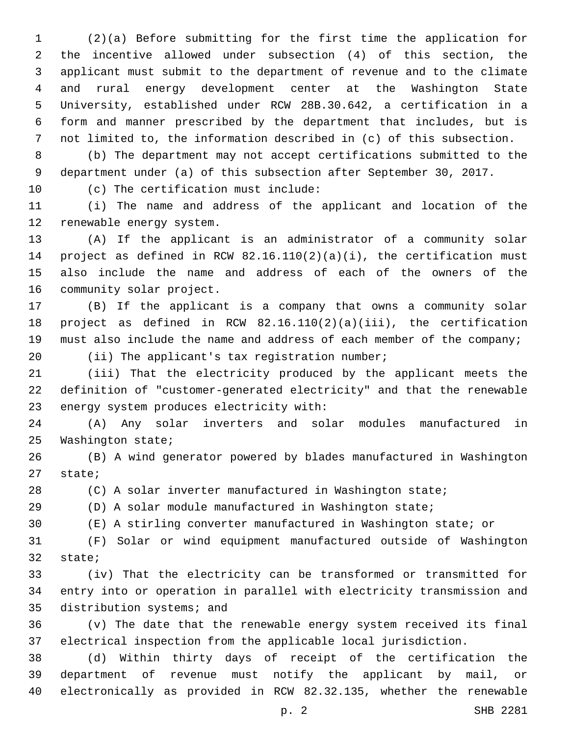(2)(a) Before submitting for the first time the application for the incentive allowed under subsection (4) of this section, the applicant must submit to the department of revenue and to the climate and rural energy development center at the Washington State University, established under RCW 28B.30.642, a certification in a form and manner prescribed by the department that includes, but is not limited to, the information described in (c) of this subsection.

(b) The department may not accept certifications submitted to the department under (a) of this subsection after September 30, 2017.

(c) The certification must include:

(i) The name and address of the applicant and location of the renewable energy system.

(A) If the applicant is an administrator of a community solar project as defined in RCW 82.16.110(2)(a)(i), the certification must also include the name and address of each of the owners of the community solar project.

(B) If the applicant is a company that owns a community solar project as defined in RCW 82.16.110(2)(a)(iii), the certification must also include the name and address of each member of the company;

(ii) The applicant's tax registration number;

(iii) That the electricity produced by the applicant meets the definition of "customer-generated electricity" and that the renewable energy system produces electricity with:

(A) Any solar inverters and solar modules manufactured in Washington state;

(B) A wind generator powered by blades manufactured in Washington state;

(C) A solar inverter manufactured in Washington state;

(D) A solar module manufactured in Washington state;

(E) A stirling converter manufactured in Washington state; or

(F) Solar or wind equipment manufactured outside of Washington state;

(iv) That the electricity can be transformed or transmitted for entry into or operation in parallel with electricity transmission and distribution systems; and

(v) The date that the renewable energy system received its final electrical inspection from the applicable local jurisdiction.

(d) Within thirty days of receipt of the certification the department of revenue must notify the applicant by mail, or electronically as provided in RCW 82.32.135, whether the renewable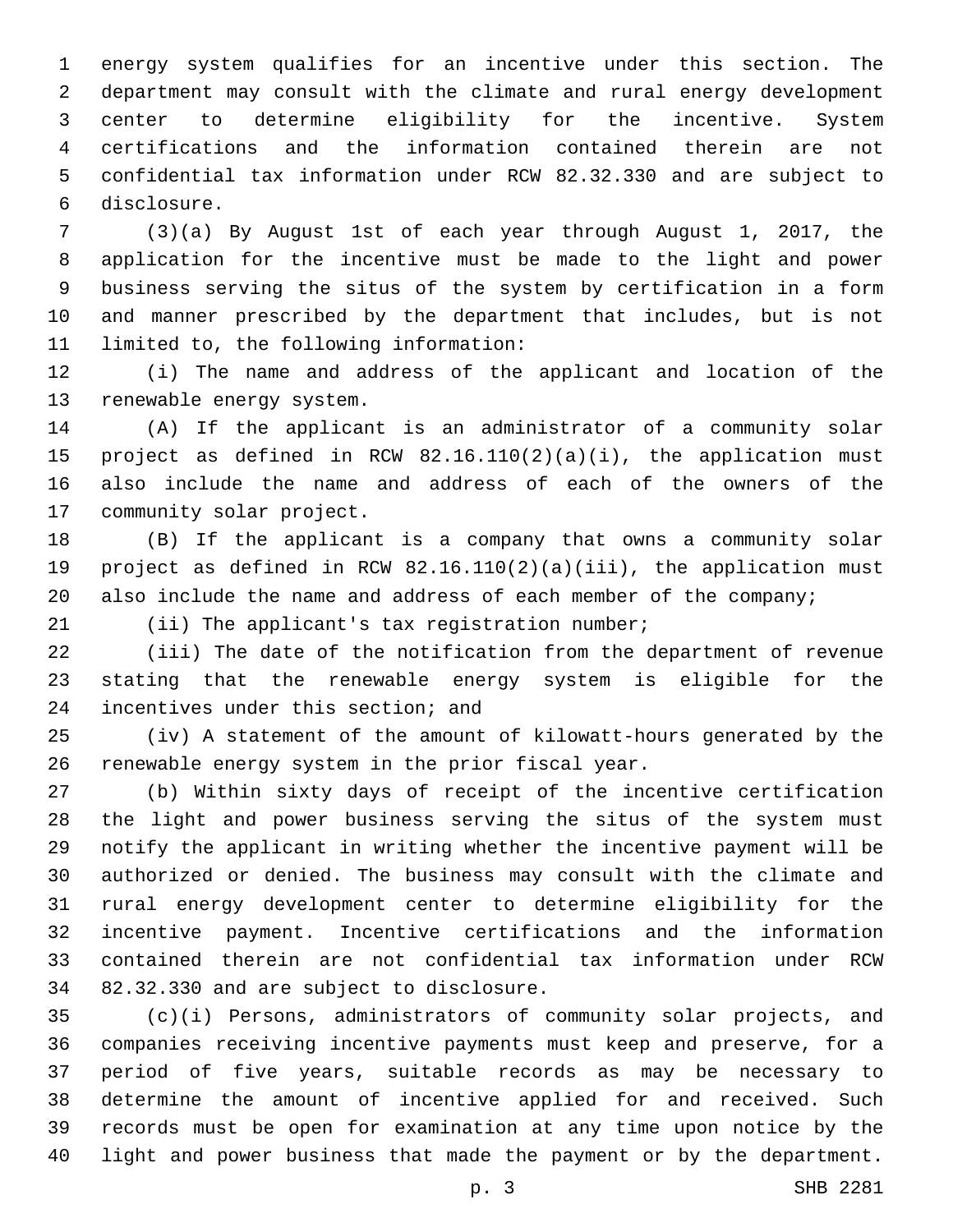energy system qualifies for an incentive under this section. The department may consult with the climate and rural energy development center to determine eligibility for the incentive. System certifications and the information contained therein are not confidential tax information under RCW 82.32.330 and are subject to disclosure.

(3)(a) By August 1st of each year through August 1, 2017, the application for the incentive must be made to the light and power business serving the situs of the system by certification in a form and manner prescribed by the department that includes, but is not limited to, the following information:

(i) The name and address of the applicant and location of the renewable energy system.

(A) If the applicant is an administrator of a community solar project as defined in RCW 82.16.110(2)(a)(i), the application must also include the name and address of each of the owners of the community solar project.

(B) If the applicant is a company that owns a community solar project as defined in RCW 82.16.110(2)(a)(iii), the application must also include the name and address of each member of the company;

(ii) The applicant's tax registration number;

(iii) The date of the notification from the department of revenue stating that the renewable energy system is eligible for the incentives under this section; and

(iv) A statement of the amount of kilowatt-hours generated by the renewable energy system in the prior fiscal year.

(b) Within sixty days of receipt of the incentive certification the light and power business serving the situs of the system must notify the applicant in writing whether the incentive payment will be authorized or denied. The business may consult with the climate and rural energy development center to determine eligibility for the incentive payment. Incentive certifications and the information contained therein are not confidential tax information under RCW 82.32.330 and are subject to disclosure.

(c)(i) Persons, administrators of community solar projects, and companies receiving incentive payments must keep and preserve, for a period of five years, suitable records as may be necessary to determine the amount of incentive applied for and received. Such records must be open for examination at any time upon notice by the light and power business that made the payment or by the department.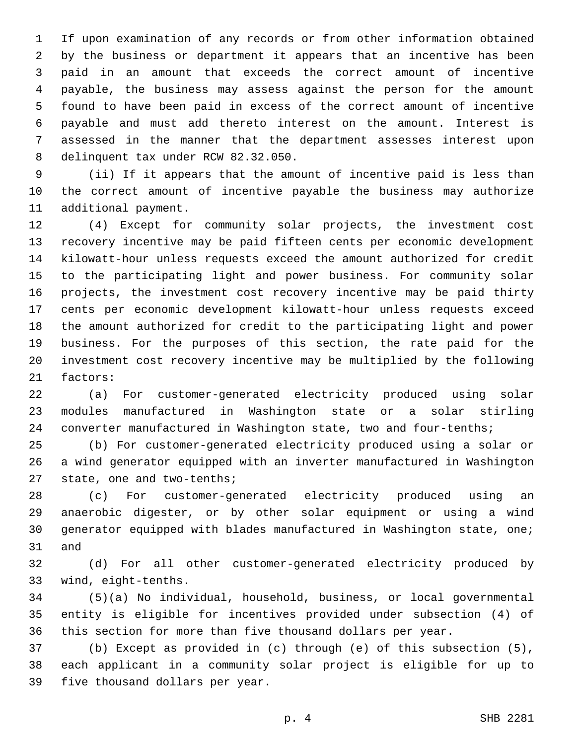If upon examination of any records or from other information obtained by the business or department it appears that an incentive has been paid in an amount that exceeds the correct amount of incentive payable, the business may assess against the person for the amount found to have been paid in excess of the correct amount of incentive payable and must add thereto interest on the amount. Interest is assessed in the manner that the department assesses interest upon delinquent tax under RCW 82.32.050.

(ii) If it appears that the amount of incentive paid is less than the correct amount of incentive payable the business may authorize additional payment.

(4) Except for community solar projects, the investment cost recovery incentive may be paid fifteen cents per economic development kilowatt-hour unless requests exceed the amount authorized for credit to the participating light and power business. For community solar projects, the investment cost recovery incentive may be paid thirty cents per economic development kilowatt-hour unless requests exceed the amount authorized for credit to the participating light and power business. For the purposes of this section, the rate paid for the investment cost recovery incentive may be multiplied by the following factors:

(a) For customer-generated electricity produced using solar modules manufactured in Washington state or a solar stirling converter manufactured in Washington state, two and four-tenths;

(b) For customer-generated electricity produced using a solar or a wind generator equipped with an inverter manufactured in Washington state, one and two-tenths;

(c) For customer-generated electricity produced using an anaerobic digester, or by other solar equipment or using a wind generator equipped with blades manufactured in Washington state, one; and

(d) For all other customer-generated electricity produced by wind, eight-tenths.

(5)(a) No individual, household, business, or local governmental entity is eligible for incentives provided under subsection (4) of this section for more than five thousand dollars per year.

(b) Except as provided in (c) through (e) of this subsection (5), each applicant in a community solar project is eligible for up to five thousand dollars per year.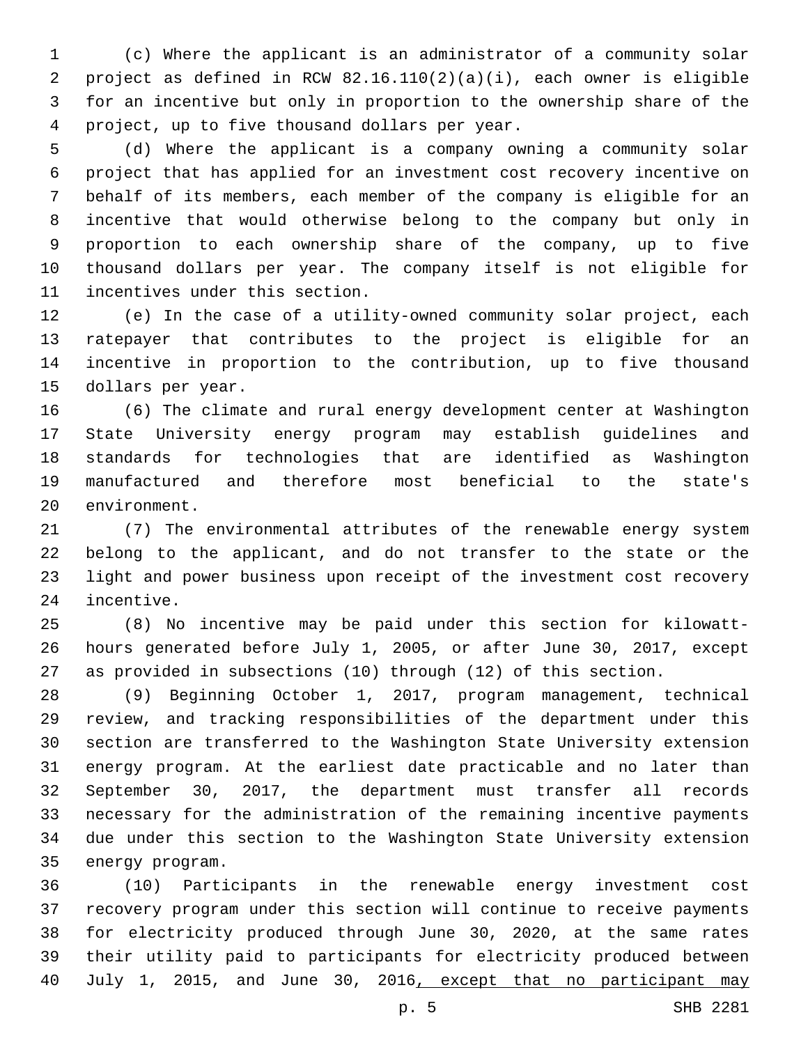(c) Where the applicant is an administrator of a community solar project as defined in RCW 82.16.110(2)(a)(i), each owner is eligible for an incentive but only in proportion to the ownership share of the project, up to five thousand dollars per year.

(d) Where the applicant is a company owning a community solar project that has applied for an investment cost recovery incentive on behalf of its members, each member of the company is eligible for an incentive that would otherwise belong to the company but only in proportion to each ownership share of the company, up to five thousand dollars per year. The company itself is not eligible for incentives under this section.

(e) In the case of a utility-owned community solar project, each ratepayer that contributes to the project is eligible for an incentive in proportion to the contribution, up to five thousand dollars per year.

(6) The climate and rural energy development center at Washington State University energy program may establish guidelines and standards for technologies that are identified as Washington manufactured and therefore most beneficial to the state's environment.

(7) The environmental attributes of the renewable energy system belong to the applicant, and do not transfer to the state or the light and power business upon receipt of the investment cost recovery incentive.

(8) No incentive may be paid under this section for kilowatt-hours generated before July 1, 2005, or after June 30, 2017, except as provided in subsections (10) through (12) of this section.

(9) Beginning October 1, 2017, program management, technical review, and tracking responsibilities of the department under this section are transferred to the Washington State University extension energy program. At the earliest date practicable and no later than September 30, 2017, the department must transfer all records necessary for the administration of the remaining incentive payments due under this section to the Washington State University extension energy program.

(10) Participants in the renewable energy investment cost recovery program under this section will continue to receive payments for electricity produced through June 30, 2020, at the same rates their utility paid to participants for electricity produced between July 1, 2015, and June 30, 2016<u>, except that no participant may</u>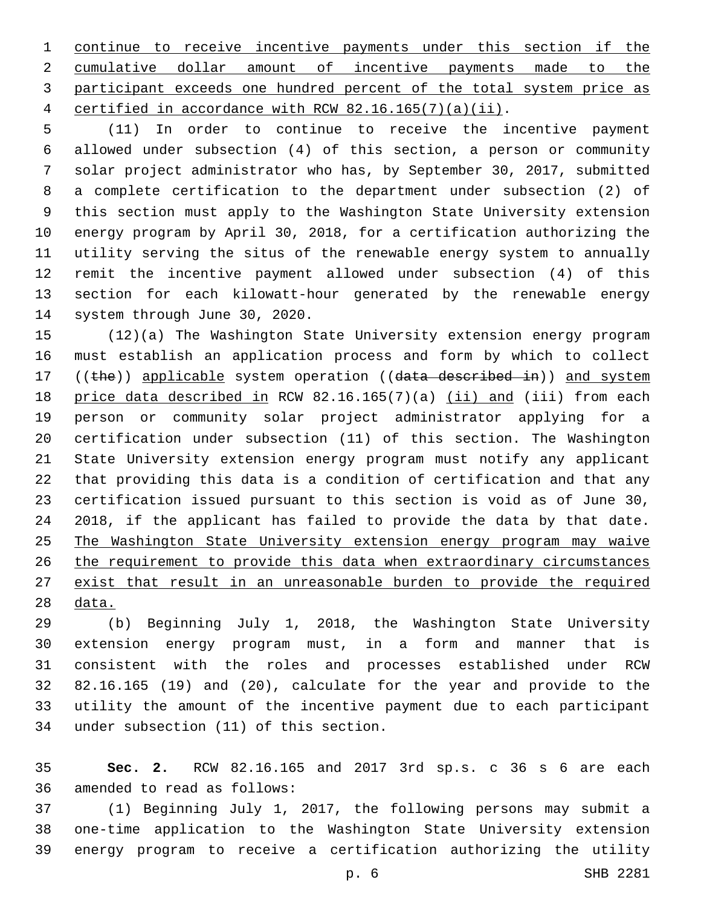continue to receive incentive payments under this section if the cumulative dollar amount of incentive payments made to the participant exceeds one hundred percent of the total system price as certified in accordance with RCW 82.16.165(7)(a)(ii).

(11) In order to continue to receive the incentive payment allowed under subsection (4) of this section, a person or community solar project administrator who has, by September 30, 2017, submitted a complete certification to the department under subsection (2) of this section must apply to the Washington State University extension energy program by April 30, 2018, for a certification authorizing the utility serving the situs of the renewable energy system to annually remit the incentive payment allowed under subsection (4) of this section for each kilowatt-hour generated by the renewable energy system through June 30, 2020.

(12)(a) The Washington State University extension energy program must establish an application process and form by which to collect ((~~the~~)) applicable system operation ((~~data described in~~)) and system price data described in RCW 82.16.165(7)(a) (ii) and (iii) from each person or community solar project administrator applying for a certification under subsection (11) of this section. The Washington State University extension energy program must notify any applicant that providing this data is a condition of certification and that any certification issued pursuant to this section is void as of June 30, 2018, if the applicant has failed to provide the data by that date. The Washington State University extension energy program may waive the requirement to provide this data when extraordinary circumstances exist that result in an unreasonable burden to provide the required data.

(b) Beginning July 1, 2018, the Washington State University extension energy program must, in a form and manner that is consistent with the roles and processes established under RCW 82.16.165 (19) and (20), calculate for the year and provide to the utility the amount of the incentive payment due to each participant under subsection (11) of this section.

**Sec. 2.** RCW 82.16.165 and 2017 3rd sp.s. c 36 s 6 are each amended to read as follows:

(1) Beginning July 1, 2017, the following persons may submit a one-time application to the Washington State University extension energy program to receive a certification authorizing the utility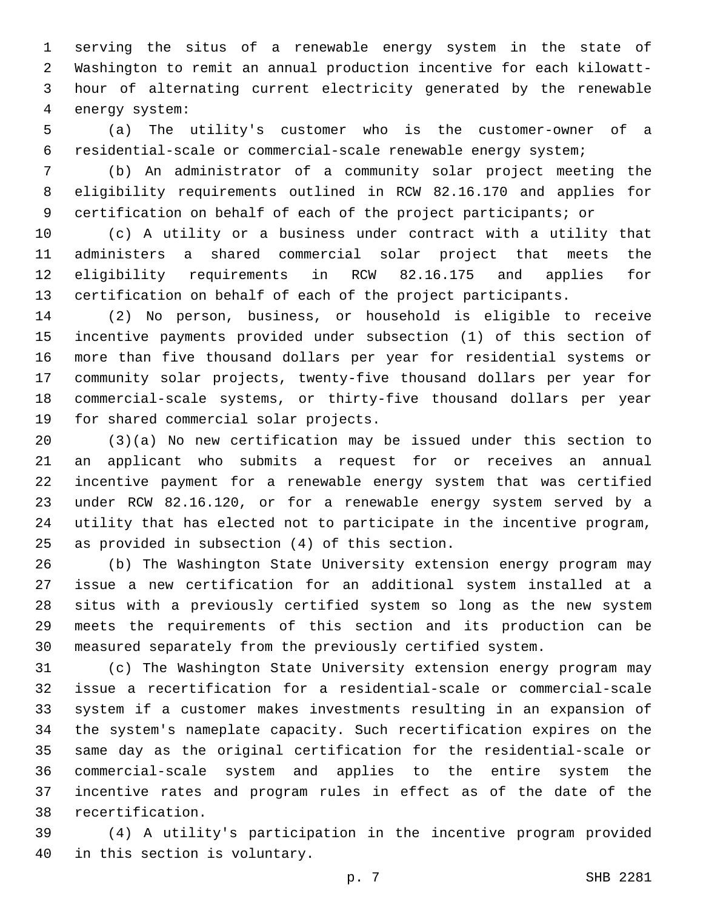serving the situs of a renewable energy system in the state of Washington to remit an annual production incentive for each kilowatt-hour of alternating current electricity generated by the renewable energy system:

(a) The utility's customer who is the customer-owner of a residential-scale or commercial-scale renewable energy system;

(b) An administrator of a community solar project meeting the eligibility requirements outlined in RCW 82.16.170 and applies for certification on behalf of each of the project participants; or

(c) A utility or a business under contract with a utility that administers a shared commercial solar project that meets the eligibility requirements in RCW 82.16.175 and applies for certification on behalf of each of the project participants.

(2) No person, business, or household is eligible to receive incentive payments provided under subsection (1) of this section of more than five thousand dollars per year for residential systems or community solar projects, twenty-five thousand dollars per year for commercial-scale systems, or thirty-five thousand dollars per year for shared commercial solar projects.

(3)(a) No new certification may be issued under this section to an applicant who submits a request for or receives an annual incentive payment for a renewable energy system that was certified under RCW 82.16.120, or for a renewable energy system served by a utility that has elected not to participate in the incentive program, as provided in subsection (4) of this section.

(b) The Washington State University extension energy program may issue a new certification for an additional system installed at a situs with a previously certified system so long as the new system meets the requirements of this section and its production can be measured separately from the previously certified system.

(c) The Washington State University extension energy program may issue a recertification for a residential-scale or commercial-scale system if a customer makes investments resulting in an expansion of the system's nameplate capacity. Such recertification expires on the same day as the original certification for the residential-scale or commercial-scale system and applies to the entire system the incentive rates and program rules in effect as of the date of the recertification.

(4) A utility's participation in the incentive program provided in this section is voluntary.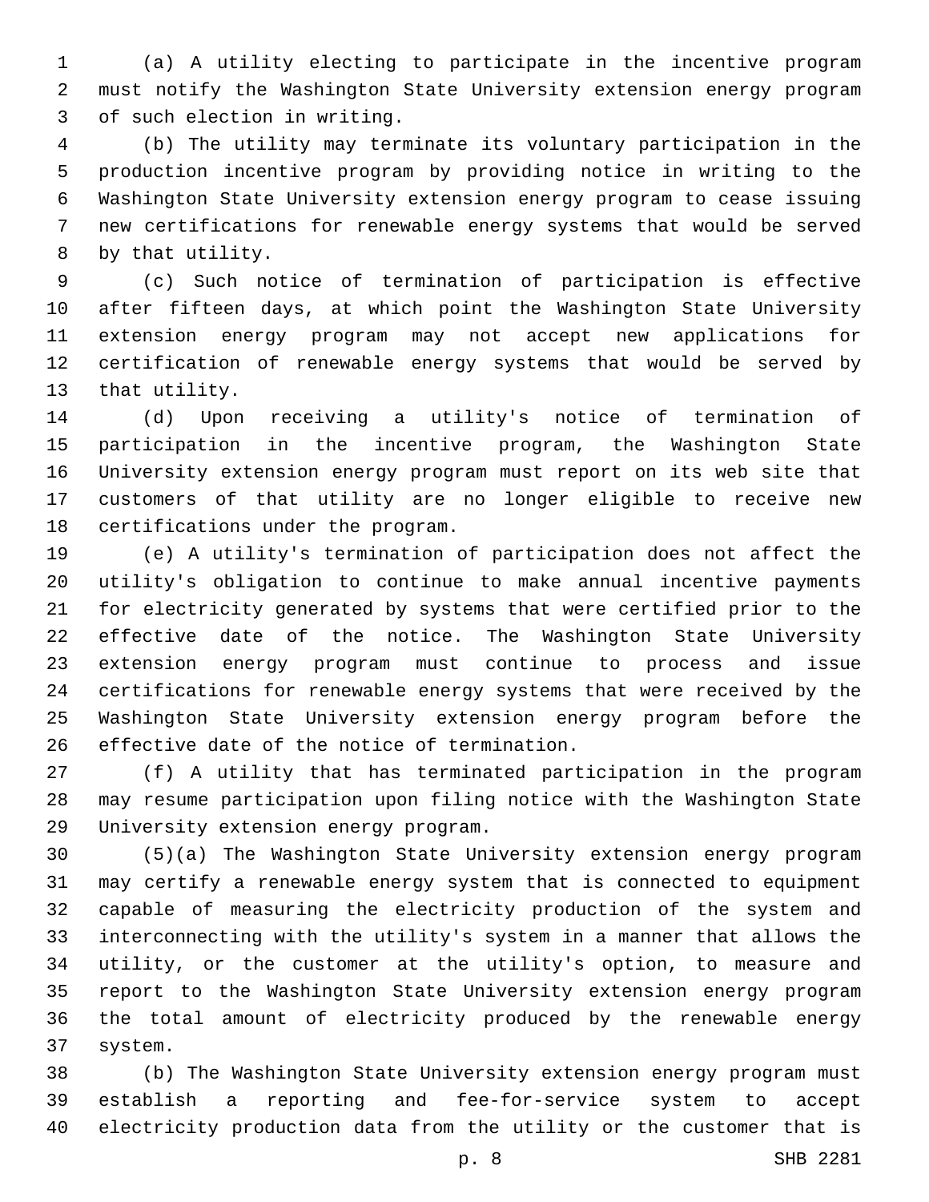(a) A utility electing to participate in the incentive program must notify the Washington State University extension energy program of such election in writing.

(b) The utility may terminate its voluntary participation in the production incentive program by providing notice in writing to the Washington State University extension energy program to cease issuing new certifications for renewable energy systems that would be served by that utility.

(c) Such notice of termination of participation is effective after fifteen days, at which point the Washington State University extension energy program may not accept new applications for certification of renewable energy systems that would be served by that utility.

(d) Upon receiving a utility's notice of termination of participation in the incentive program, the Washington State University extension energy program must report on its web site that customers of that utility are no longer eligible to receive new certifications under the program.

(e) A utility's termination of participation does not affect the utility's obligation to continue to make annual incentive payments for electricity generated by systems that were certified prior to the effective date of the notice. The Washington State University extension energy program must continue to process and issue certifications for renewable energy systems that were received by the Washington State University extension energy program before the effective date of the notice of termination.

(f) A utility that has terminated participation in the program may resume participation upon filing notice with the Washington State University extension energy program.

(5)(a) The Washington State University extension energy program may certify a renewable energy system that is connected to equipment capable of measuring the electricity production of the system and interconnecting with the utility's system in a manner that allows the utility, or the customer at the utility's option, to measure and report to the Washington State University extension energy program the total amount of electricity produced by the renewable energy system.

(b) The Washington State University extension energy program must establish a reporting and fee-for-service system to accept electricity production data from the utility or the customer that is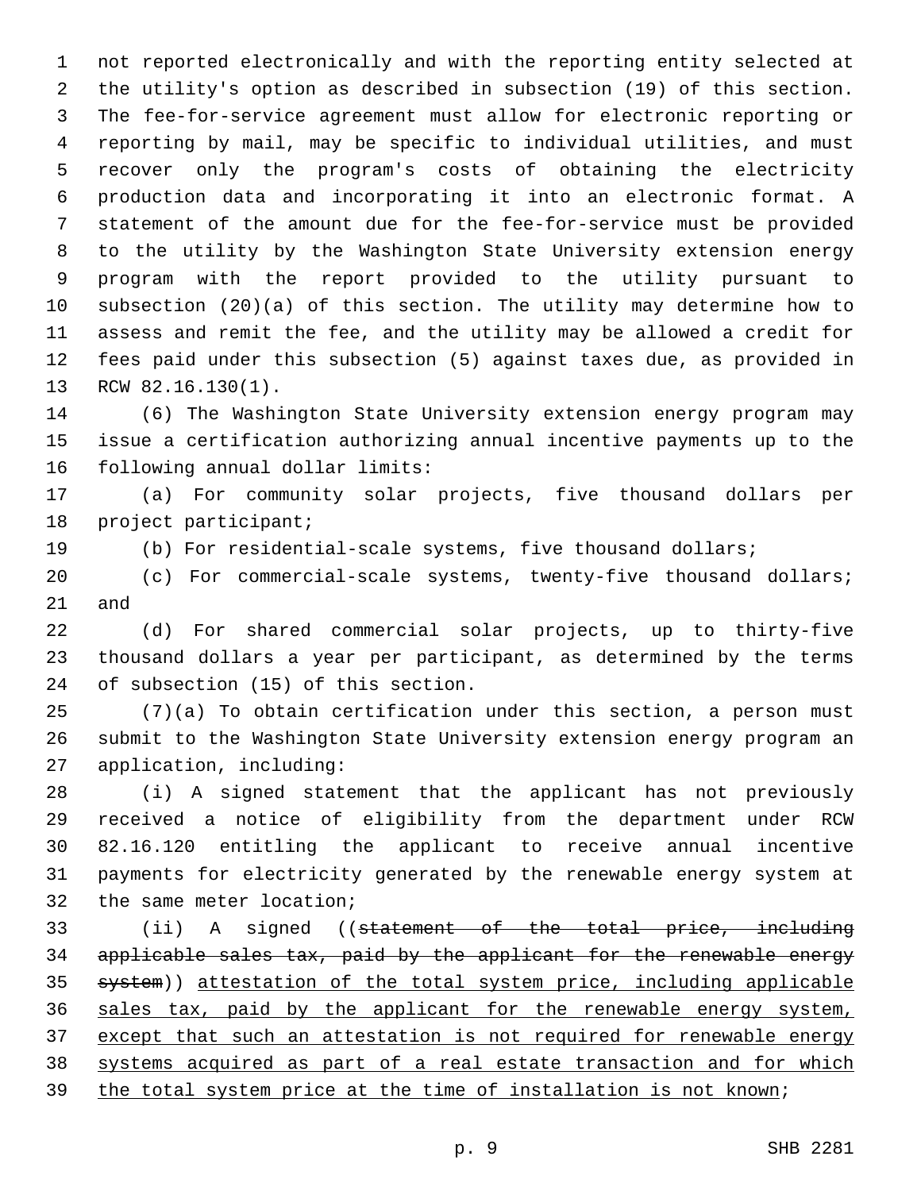not reported electronically and with the reporting entity selected at the utility's option as described in subsection (19) of this section. The fee-for-service agreement must allow for electronic reporting or reporting by mail, may be specific to individual utilities, and must recover only the program's costs of obtaining the electricity production data and incorporating it into an electronic format. A statement of the amount due for the fee-for-service must be provided to the utility by the Washington State University extension energy program with the report provided to the utility pursuant to subsection (20)(a) of this section. The utility may determine how to assess and remit the fee, and the utility may be allowed a credit for fees paid under this subsection (5) against taxes due, as provided in RCW 82.16.130(1).

(6) The Washington State University extension energy program may issue a certification authorizing annual incentive payments up to the following annual dollar limits:

(a) For community solar projects, five thousand dollars per project participant;

(b) For residential-scale systems, five thousand dollars;

(c) For commercial-scale systems, twenty-five thousand dollars; and

(d) For shared commercial solar projects, up to thirty-five thousand dollars a year per participant, as determined by the terms of subsection (15) of this section.

(7)(a) To obtain certification under this section, a person must submit to the Washington State University extension energy program an application, including:

(i) A signed statement that the applicant has not previously received a notice of eligibility from the department under RCW 82.16.120 entitling the applicant to receive annual incentive payments for electricity generated by the renewable energy system at the same meter location;

(ii) A signed ((~~statement of the total price, including applicable sales tax, paid by the applicant for the renewable energy system~~)) <u>attestation of the total system price, including applicable sales tax, paid by the applicant for the renewable energy system, except that such an attestation is not required for renewable energy systems acquired as part of a real estate transaction and for which the total system price at the time of installation is not known</u>;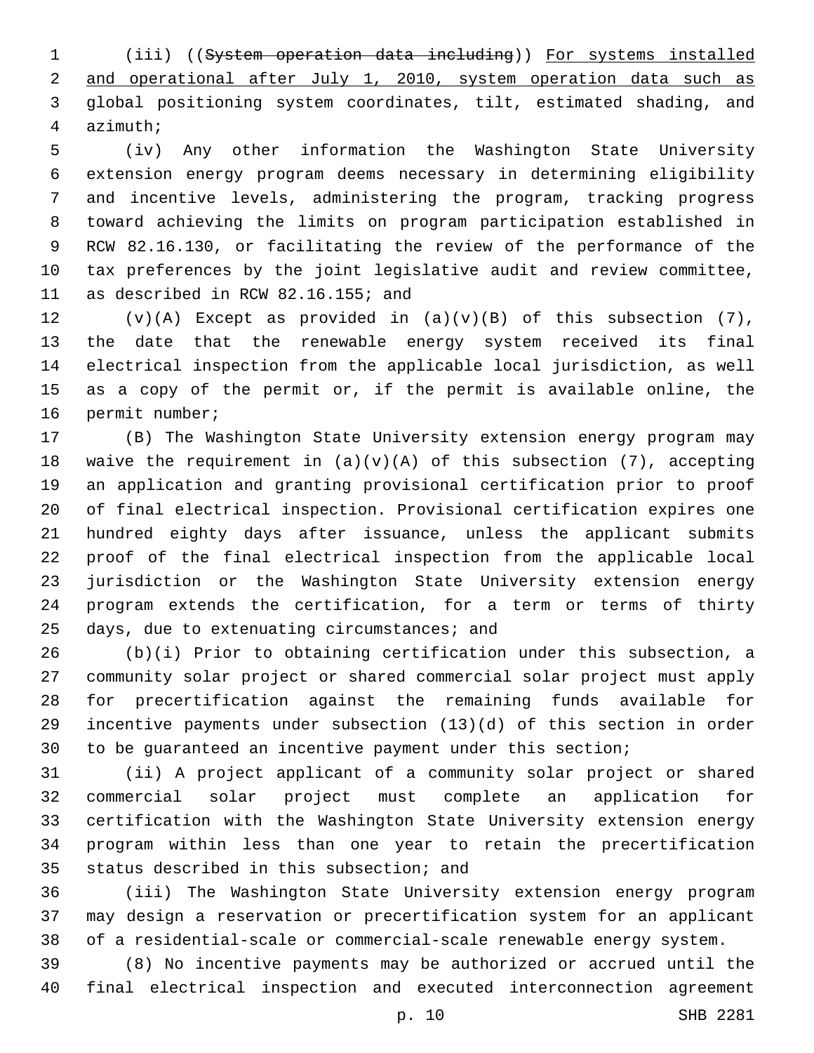(iii) ((~~System operation data including~~)) <u>For systems installed and operational after July 1, 2010, system operation data such as</u> global positioning system coordinates, tilt, estimated shading, and azimuth;

(iv) Any other information the Washington State University extension energy program deems necessary in determining eligibility and incentive levels, administering the program, tracking progress toward achieving the limits on program participation established in RCW 82.16.130, or facilitating the review of the performance of the tax preferences by the joint legislative audit and review committee, as described in RCW 82.16.155; and

(v)(A) Except as provided in (a)(v)(B) of this subsection (7), the date that the renewable energy system received its final electrical inspection from the applicable local jurisdiction, as well as a copy of the permit or, if the permit is available online, the permit number;

(B) The Washington State University extension energy program may waive the requirement in (a)(v)(A) of this subsection (7), accepting an application and granting provisional certification prior to proof of final electrical inspection. Provisional certification expires one hundred eighty days after issuance, unless the applicant submits proof of the final electrical inspection from the applicable local jurisdiction or the Washington State University extension energy program extends the certification, for a term or terms of thirty days, due to extenuating circumstances; and

(b)(i) Prior to obtaining certification under this subsection, a community solar project or shared commercial solar project must apply for precertification against the remaining funds available for incentive payments under subsection (13)(d) of this section in order to be guaranteed an incentive payment under this section;

(ii) A project applicant of a community solar project or shared commercial solar project must complete an application for certification with the Washington State University extension energy program within less than one year to retain the precertification status described in this subsection; and

(iii) The Washington State University extension energy program may design a reservation or precertification system for an applicant of a residential-scale or commercial-scale renewable energy system.

(8) No incentive payments may be authorized or accrued until the final electrical inspection and executed interconnection agreement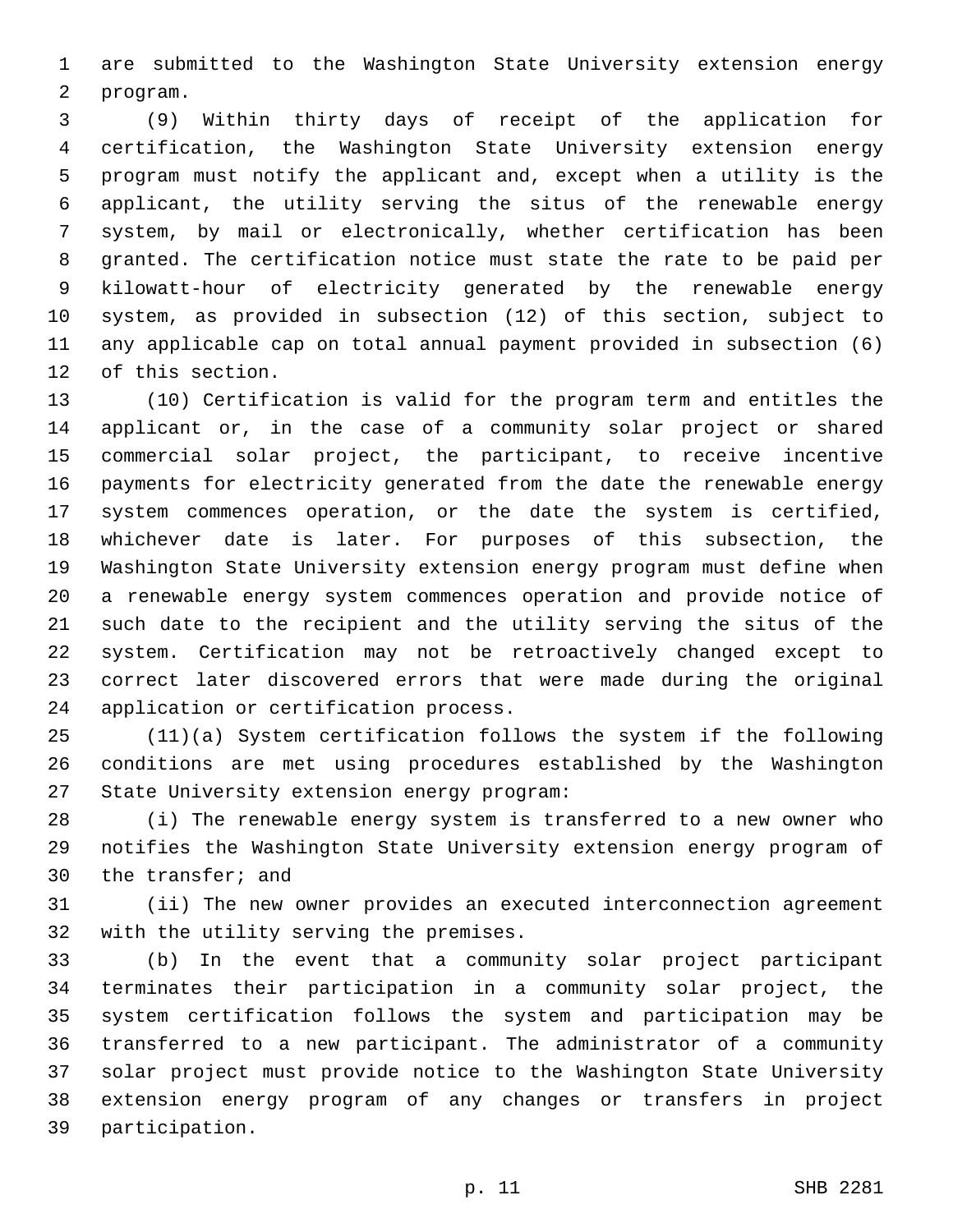are submitted to the Washington State University extension energy program.

(9) Within thirty days of receipt of the application for certification, the Washington State University extension energy program must notify the applicant and, except when a utility is the applicant, the utility serving the situs of the renewable energy system, by mail or electronically, whether certification has been granted. The certification notice must state the rate to be paid per kilowatt-hour of electricity generated by the renewable energy system, as provided in subsection (12) of this section, subject to any applicable cap on total annual payment provided in subsection (6) of this section.

(10) Certification is valid for the program term and entitles the applicant or, in the case of a community solar project or shared commercial solar project, the participant, to receive incentive payments for electricity generated from the date the renewable energy system commences operation, or the date the system is certified, whichever date is later. For purposes of this subsection, the Washington State University extension energy program must define when a renewable energy system commences operation and provide notice of such date to the recipient and the utility serving the situs of the system. Certification may not be retroactively changed except to correct later discovered errors that were made during the original application or certification process.

(11)(a) System certification follows the system if the following conditions are met using procedures established by the Washington State University extension energy program:

(i) The renewable energy system is transferred to a new owner who notifies the Washington State University extension energy program of the transfer; and

(ii) The new owner provides an executed interconnection agreement with the utility serving the premises.

(b) In the event that a community solar project participant terminates their participation in a community solar project, the system certification follows the system and participation may be transferred to a new participant. The administrator of a community solar project must provide notice to the Washington State University extension energy program of any changes or transfers in project participation.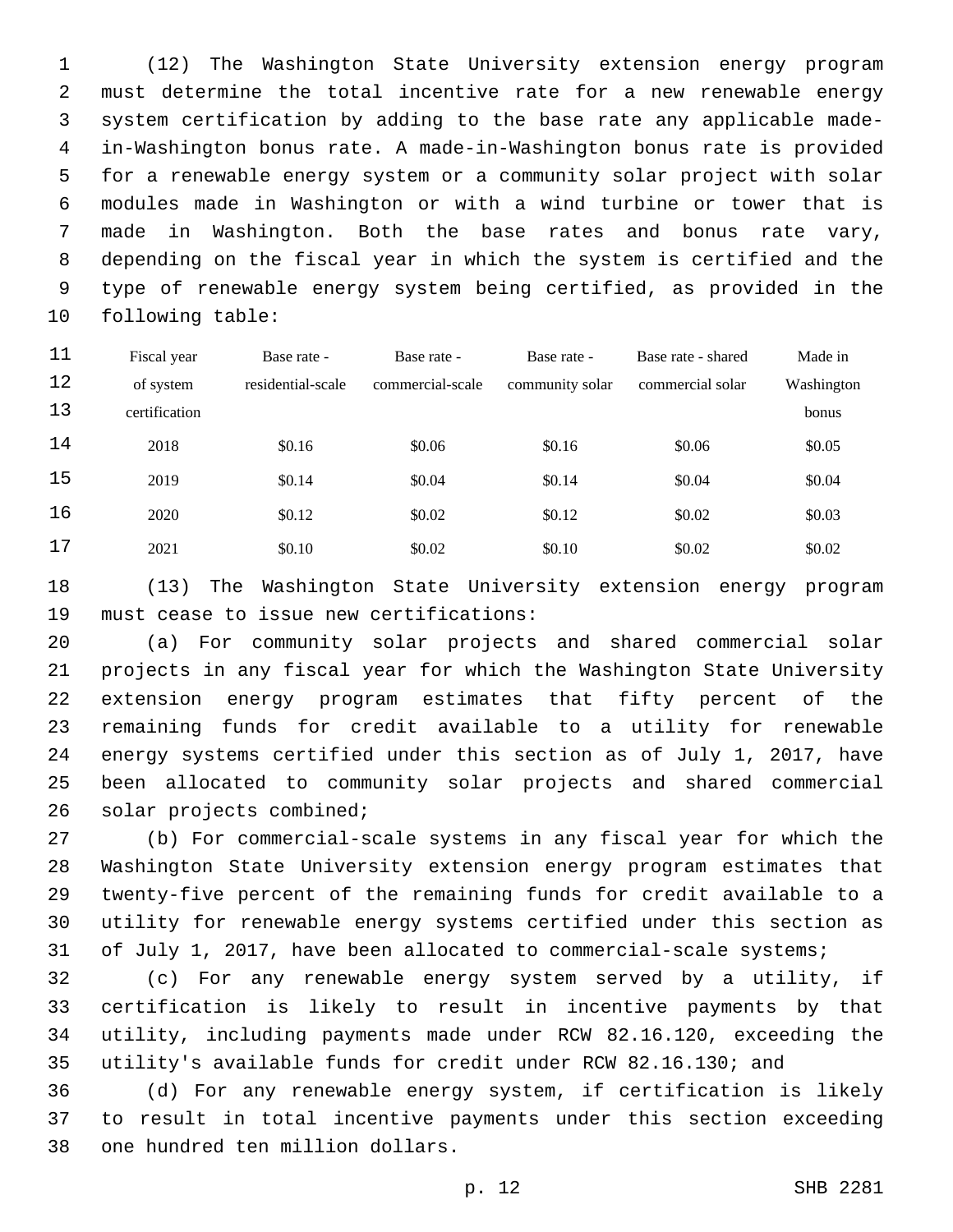(12) The Washington State University extension energy program must determine the total incentive rate for a new renewable energy system certification by adding to the base rate any applicable made-in-Washington bonus rate. A made-in-Washington bonus rate is provided for a renewable energy system or a community solar project with solar modules made in Washington or with a wind turbine or tower that is made in Washington. Both the base rates and bonus rate vary, depending on the fiscal year in which the system is certified and the type of renewable energy system being certified, as provided in the following table:

| Fiscal year of system certification | Base rate - residential-scale | Base rate - commercial-scale | Base rate - community solar | Base rate - shared commercial solar | Made in Washington bonus |
|---|---|---|---|---|---|
| 2018 | $0.16 | $0.06 | $0.16 | $0.06 | $0.05 |
| 2019 | $0.14 | $0.04 | $0.14 | $0.04 | $0.04 |
| 2020 | $0.12 | $0.02 | $0.12 | $0.02 | $0.03 |
| 2021 | $0.10 | $0.02 | $0.10 | $0.02 | $0.02 |

(13) The Washington State University extension energy program must cease to issue new certifications:

(a) For community solar projects and shared commercial solar projects in any fiscal year for which the Washington State University extension energy program estimates that fifty percent of the remaining funds for credit available to a utility for renewable energy systems certified under this section as of July 1, 2017, have been allocated to community solar projects and shared commercial solar projects combined;

(b) For commercial-scale systems in any fiscal year for which the Washington State University extension energy program estimates that twenty-five percent of the remaining funds for credit available to a utility for renewable energy systems certified under this section as of July 1, 2017, have been allocated to commercial-scale systems;

(c) For any renewable energy system served by a utility, if certification is likely to result in incentive payments by that utility, including payments made under RCW 82.16.120, exceeding the utility's available funds for credit under RCW 82.16.130; and

(d) For any renewable energy system, if certification is likely to result in total incentive payments under this section exceeding one hundred ten million dollars.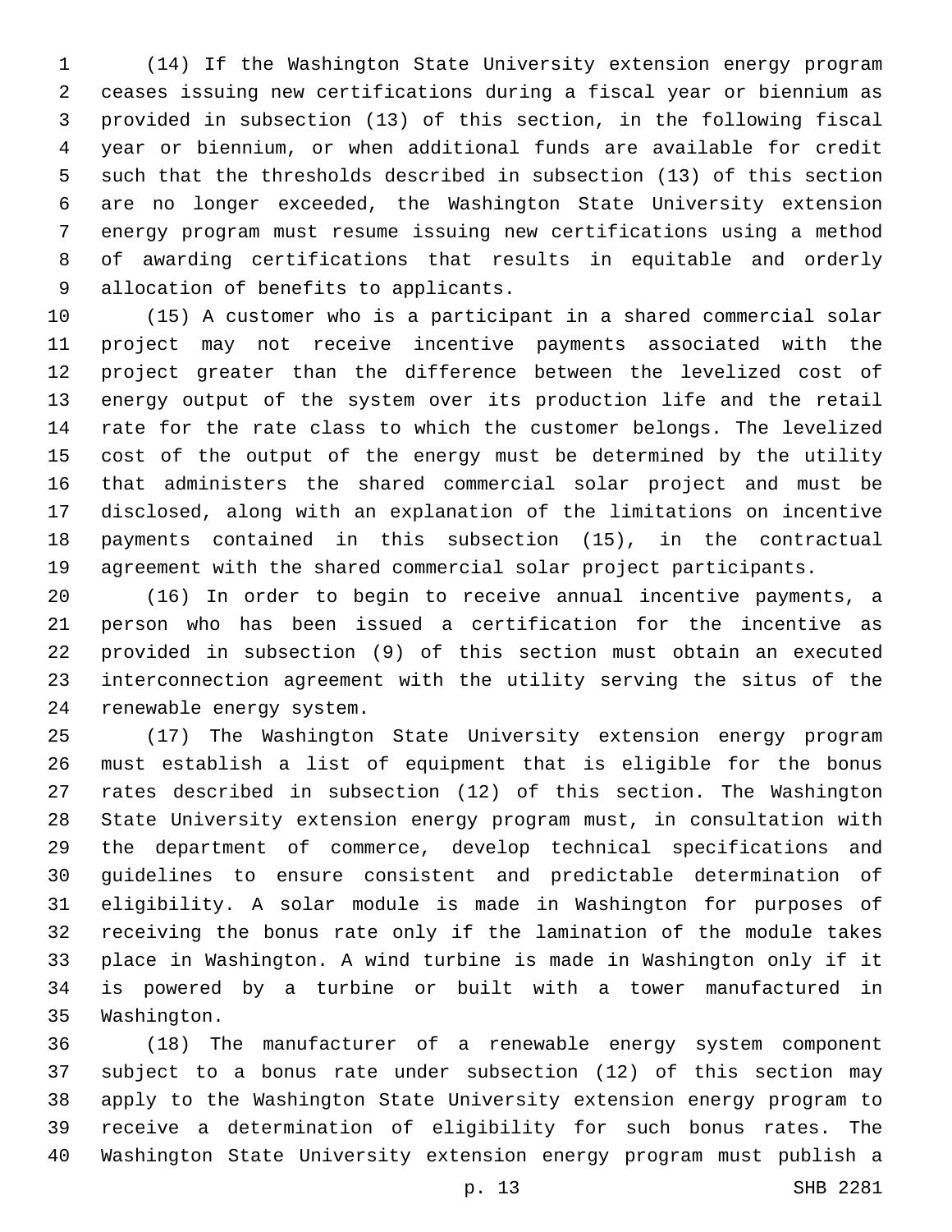(14) If the Washington State University extension energy program ceases issuing new certifications during a fiscal year or biennium as provided in subsection (13) of this section, in the following fiscal year or biennium, or when additional funds are available for credit such that the thresholds described in subsection (13) of this section are no longer exceeded, the Washington State University extension energy program must resume issuing new certifications using a method of awarding certifications that results in equitable and orderly allocation of benefits to applicants.

(15) A customer who is a participant in a shared commercial solar project may not receive incentive payments associated with the project greater than the difference between the levelized cost of energy output of the system over its production life and the retail rate for the rate class to which the customer belongs. The levelized cost of the output of the energy must be determined by the utility that administers the shared commercial solar project and must be disclosed, along with an explanation of the limitations on incentive payments contained in this subsection (15), in the contractual agreement with the shared commercial solar project participants.

(16) In order to begin to receive annual incentive payments, a person who has been issued a certification for the incentive as provided in subsection (9) of this section must obtain an executed interconnection agreement with the utility serving the situs of the renewable energy system.

(17) The Washington State University extension energy program must establish a list of equipment that is eligible for the bonus rates described in subsection (12) of this section. The Washington State University extension energy program must, in consultation with the department of commerce, develop technical specifications and guidelines to ensure consistent and predictable determination of eligibility. A solar module is made in Washington for purposes of receiving the bonus rate only if the lamination of the module takes place in Washington. A wind turbine is made in Washington only if it is powered by a turbine or built with a tower manufactured in Washington.

(18) The manufacturer of a renewable energy system component subject to a bonus rate under subsection (12) of this section may apply to the Washington State University extension energy program to receive a determination of eligibility for such bonus rates. The Washington State University extension energy program must publish a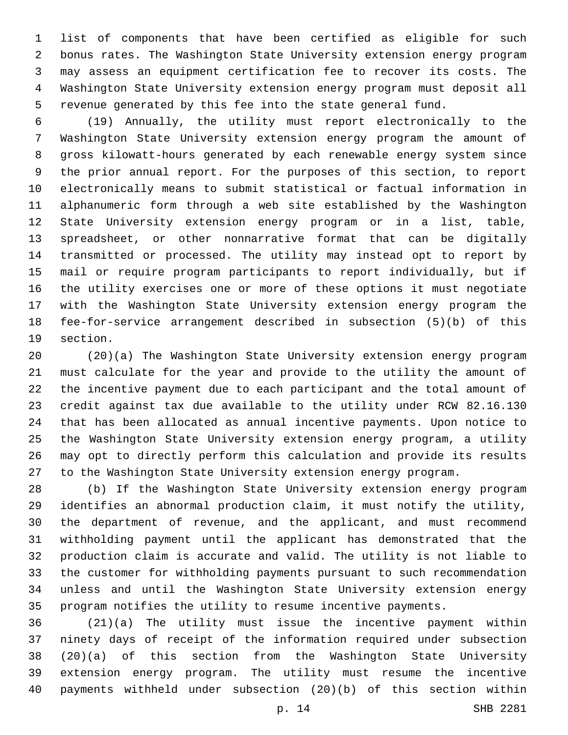list of components that have been certified as eligible for such bonus rates. The Washington State University extension energy program may assess an equipment certification fee to recover its costs. The Washington State University extension energy program must deposit all revenue generated by this fee into the state general fund.

(19) Annually, the utility must report electronically to the Washington State University extension energy program the amount of gross kilowatt-hours generated by each renewable energy system since the prior annual report. For the purposes of this section, to report electronically means to submit statistical or factual information in alphanumeric form through a web site established by the Washington State University extension energy program or in a list, table, spreadsheet, or other nonnarrative format that can be digitally transmitted or processed. The utility may instead opt to report by mail or require program participants to report individually, but if the utility exercises one or more of these options it must negotiate with the Washington State University extension energy program the fee-for-service arrangement described in subsection (5)(b) of this section.

(20)(a) The Washington State University extension energy program must calculate for the year and provide to the utility the amount of the incentive payment due to each participant and the total amount of credit against tax due available to the utility under RCW 82.16.130 that has been allocated as annual incentive payments. Upon notice to the Washington State University extension energy program, a utility may opt to directly perform this calculation and provide its results to the Washington State University extension energy program.

(b) If the Washington State University extension energy program identifies an abnormal production claim, it must notify the utility, the department of revenue, and the applicant, and must recommend withholding payment until the applicant has demonstrated that the production claim is accurate and valid. The utility is not liable to the customer for withholding payments pursuant to such recommendation unless and until the Washington State University extension energy program notifies the utility to resume incentive payments.

(21)(a) The utility must issue the incentive payment within ninety days of receipt of the information required under subsection (20)(a) of this section from the Washington State University extension energy program. The utility must resume the incentive payments withheld under subsection (20)(b) of this section within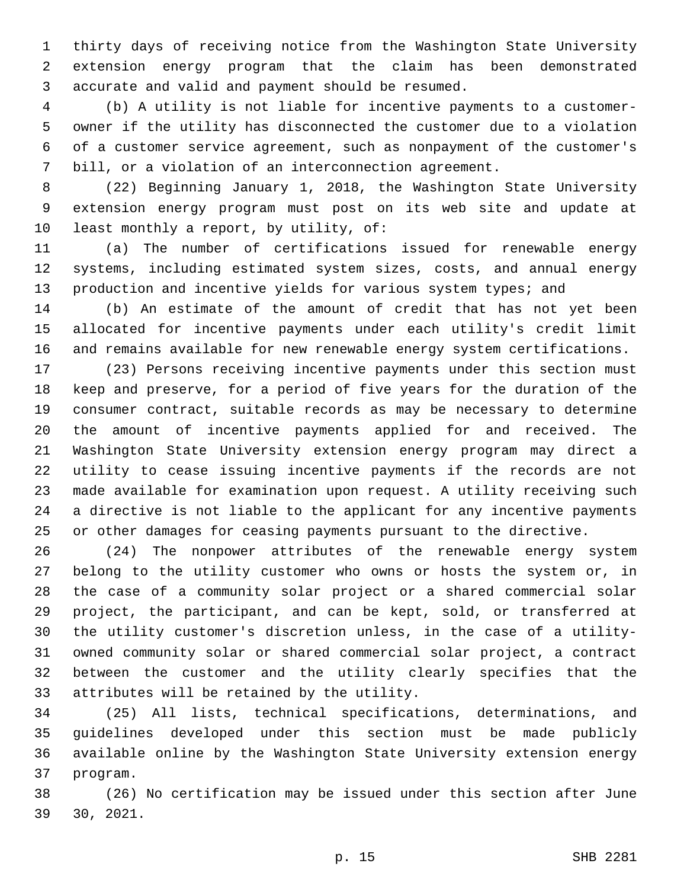thirty days of receiving notice from the Washington State University extension energy program that the claim has been demonstrated accurate and valid and payment should be resumed.

(b) A utility is not liable for incentive payments to a customer-owner if the utility has disconnected the customer due to a violation of a customer service agreement, such as nonpayment of the customer's bill, or a violation of an interconnection agreement.

(22) Beginning January 1, 2018, the Washington State University extension energy program must post on its web site and update at least monthly a report, by utility, of:

(a) The number of certifications issued for renewable energy systems, including estimated system sizes, costs, and annual energy production and incentive yields for various system types; and

(b) An estimate of the amount of credit that has not yet been allocated for incentive payments under each utility's credit limit and remains available for new renewable energy system certifications.

(23) Persons receiving incentive payments under this section must keep and preserve, for a period of five years for the duration of the consumer contract, suitable records as may be necessary to determine the amount of incentive payments applied for and received. The Washington State University extension energy program may direct a utility to cease issuing incentive payments if the records are not made available for examination upon request. A utility receiving such a directive is not liable to the applicant for any incentive payments or other damages for ceasing payments pursuant to the directive.

(24) The nonpower attributes of the renewable energy system belong to the utility customer who owns or hosts the system or, in the case of a community solar project or a shared commercial solar project, the participant, and can be kept, sold, or transferred at the utility customer's discretion unless, in the case of a utility-owned community solar or shared commercial solar project, a contract between the customer and the utility clearly specifies that the attributes will be retained by the utility.

(25) All lists, technical specifications, determinations, and guidelines developed under this section must be made publicly available online by the Washington State University extension energy program.

(26) No certification may be issued under this section after June 30, 2021.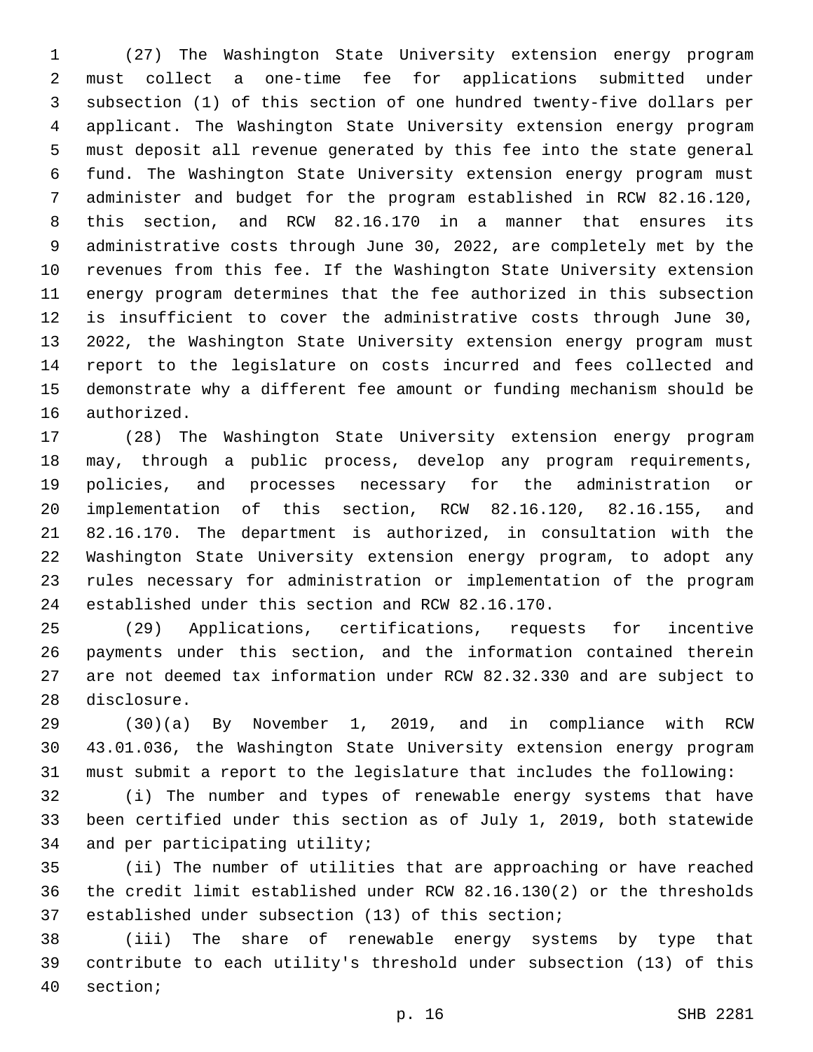(27) The Washington State University extension energy program must collect a one-time fee for applications submitted under subsection (1) of this section of one hundred twenty-five dollars per applicant. The Washington State University extension energy program must deposit all revenue generated by this fee into the state general fund. The Washington State University extension energy program must administer and budget for the program established in RCW 82.16.120, this section, and RCW 82.16.170 in a manner that ensures its administrative costs through June 30, 2022, are completely met by the revenues from this fee. If the Washington State University extension energy program determines that the fee authorized in this subsection is insufficient to cover the administrative costs through June 30, 2022, the Washington State University extension energy program must report to the legislature on costs incurred and fees collected and demonstrate why a different fee amount or funding mechanism should be authorized.

(28) The Washington State University extension energy program may, through a public process, develop any program requirements, policies, and processes necessary for the administration or implementation of this section, RCW 82.16.120, 82.16.155, and 82.16.170. The department is authorized, in consultation with the Washington State University extension energy program, to adopt any rules necessary for administration or implementation of the program established under this section and RCW 82.16.170.

(29) Applications, certifications, requests for incentive payments under this section, and the information contained therein are not deemed tax information under RCW 82.32.330 and are subject to disclosure.

(30)(a) By November 1, 2019, and in compliance with RCW 43.01.036, the Washington State University extension energy program must submit a report to the legislature that includes the following:

(i) The number and types of renewable energy systems that have been certified under this section as of July 1, 2019, both statewide and per participating utility;

(ii) The number of utilities that are approaching or have reached the credit limit established under RCW 82.16.130(2) or the thresholds established under subsection (13) of this section;

(iii) The share of renewable energy systems by type that contribute to each utility's threshold under subsection (13) of this section;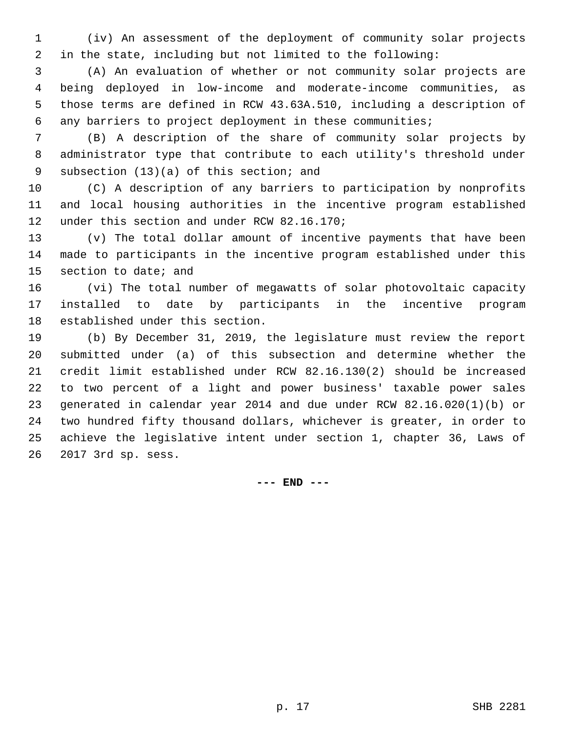(iv) An assessment of the deployment of community solar projects in the state, including but not limited to the following:

(A) An evaluation of whether or not community solar projects are being deployed in low-income and moderate-income communities, as those terms are defined in RCW 43.63A.510, including a description of any barriers to project deployment in these communities;

(B) A description of the share of community solar projects by administrator type that contribute to each utility's threshold under subsection (13)(a) of this section; and

(C) A description of any barriers to participation by nonprofits and local housing authorities in the incentive program established under this section and under RCW 82.16.170;

(v) The total dollar amount of incentive payments that have been made to participants in the incentive program established under this section to date; and

(vi) The total number of megawatts of solar photovoltaic capacity installed to date by participants in the incentive program established under this section.

(b) By December 31, 2019, the legislature must review the report submitted under (a) of this subsection and determine whether the credit limit established under RCW 82.16.130(2) should be increased to two percent of a light and power business' taxable power sales generated in calendar year 2014 and due under RCW 82.16.020(1)(b) or two hundred fifty thousand dollars, whichever is greater, in order to achieve the legislative intent under section 1, chapter 36, Laws of 2017 3rd sp. sess.

**--- END ---**